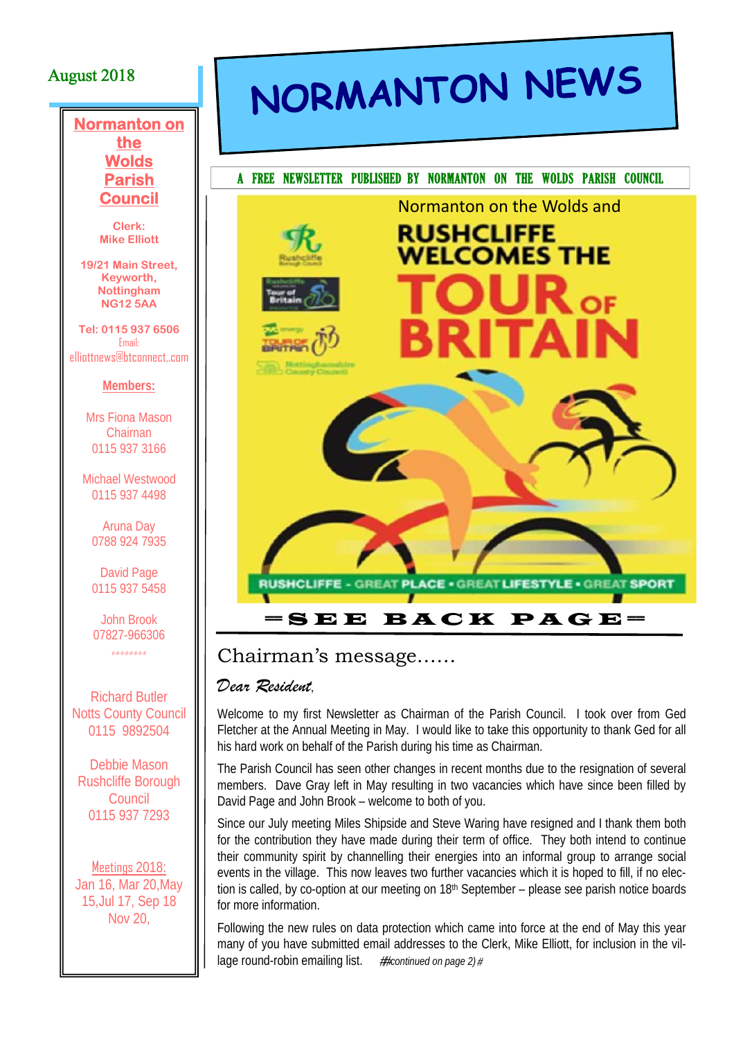August 2018

# NORMANTON NEWS

A FREE NEWSLETTER PUBLISHED BY NORMANTON ON THE WOLDS PARISH COUNCIL

**Normanton on the Wolds Parish Council**

**Clerk:**
**Mike Elliott**

**19/21 Main Street, Keyworth, Nottingham NG12 5AA**

**Tel: 0115 937 6506**
Email: elliottnews@btconnect.com

**Members:**

Mrs Fiona Mason
Chairnan
0115 937 3166

Michael Westwood
0115 937 4498

Aruna Day
0788 924 7935

David Page
0115 937 5458

John Brook
07827-966306

Richard Butler
Notts County Council
0115 9892504

Debbie Mason
Rushcliffe Borough Council
0115 937 7293

Meetings 2018:
Jan 16, Mar 20, May 15, Jul 17, Sep 18
Nov 20,

Normanton on the Wolds and

RUSHCLIFFE WELCOMES THE TOUR OF BRITAIN

RUSHCLIFFE - GREAT PLACE • GREAT LIFESTYLE • GREAT SPORT

=SEE BACK PAGE=

## Chairman's message......

*Dear Resident,*

Welcome to my first Newsletter as Chairman of the Parish Council. I took over from Ged Fletcher at the Annual Meeting in May. I would like to take this opportunity to thank Ged for all his hard work on behalf of the Parish during his time as Chairman.

The Parish Council has seen other changes in recent months due to the resignation of several members. Dave Gray left in May resulting in two vacancies which have since been filled by David Page and John Brook – welcome to both of you.

Since our July meeting Miles Shipside and Steve Waring have resigned and I thank them both for the contribution they have made during their term of office. They both intend to continue their community spirit by channelling their energies into an informal group to arrange social events in the village. This now leaves two further vacancies which it is hoped to fill, if no election is called, by co-option at our meeting on 18th September – please see parish notice boards for more information.

Following the new rules on data protection which came into force at the end of May this year many of you have submitted email addresses to the Clerk, Mike Elliott, for inclusion in the village round-robin emailing list. *##continued on page 2)#*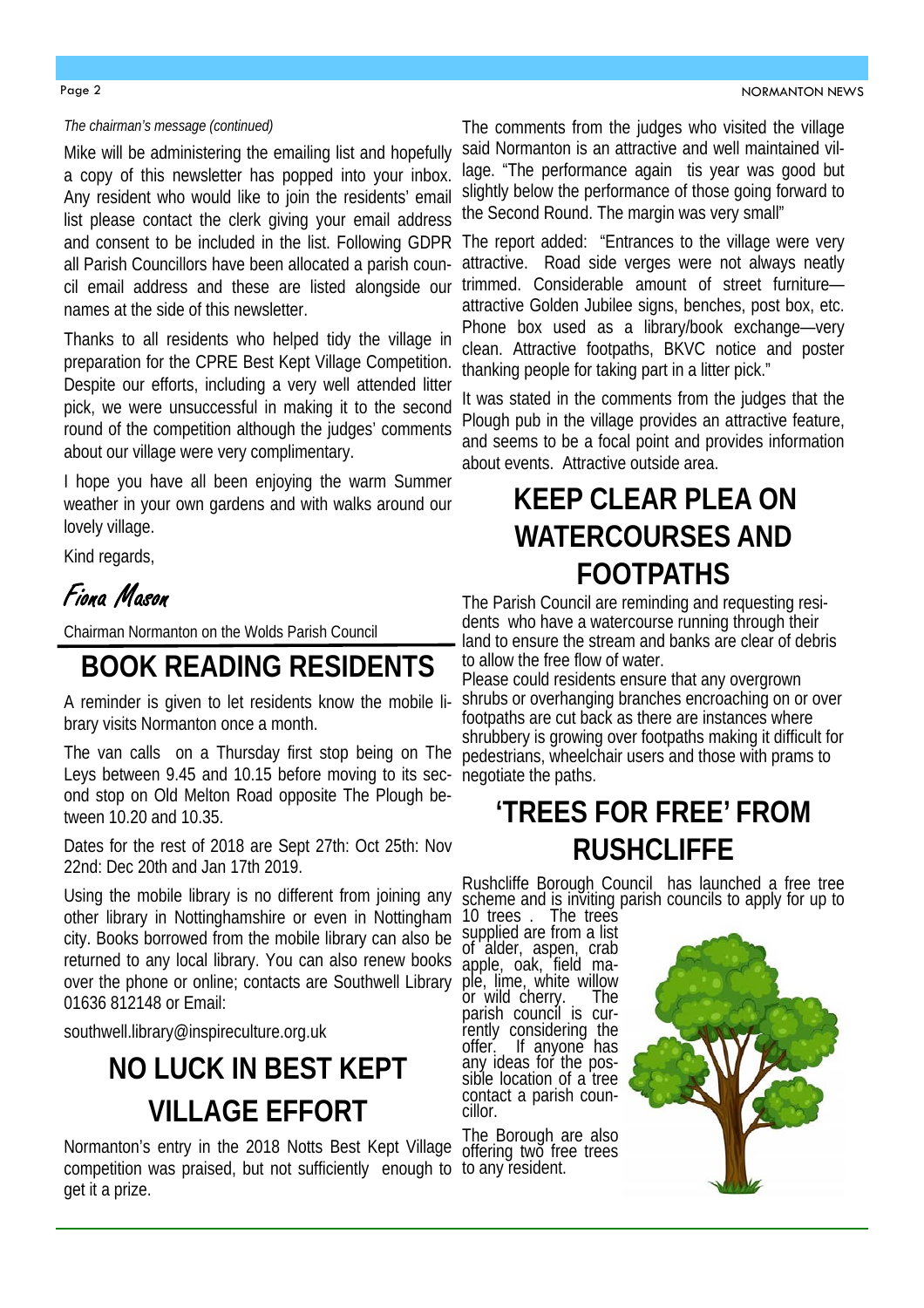*The chairman's message (continued)*

Mike will be administering the emailing list and hopefully a copy of this newsletter has popped into your inbox. Any resident who would like to join the residents' email list please contact the clerk giving your email address and consent to be included in the list. Following GDPR all Parish Councillors have been allocated a parish council email address and these are listed alongside our names at the side of this newsletter.

Thanks to all residents who helped tidy the village in preparation for the CPRE Best Kept Village Competition. Despite our efforts, including a very well attended litter pick, we were unsuccessful in making it to the second round of the competition although the judges' comments about our village were very complimentary.

I hope you have all been enjoying the warm Summer weather in your own gardens and with walks around our lovely village.

Kind regards,

*Fiona Mason*

Chairman Normanton on the Wolds Parish Council

## BOOK READING RESIDENTS

A reminder is given to let residents know the mobile library visits Normanton once a month.

The van calls on a Thursday first stop being on The Leys between 9.45 and 10.15 before moving to its second stop on Old Melton Road opposite The Plough between 10.20 and 10.35.

Dates for the rest of 2018 are Sept 27th: Oct 25th: Nov 22nd: Dec 20th and Jan 17th 2019.

Using the mobile library is no different from joining any other library in Nottinghamshire or even in Nottingham city. Books borrowed from the mobile library can also be returned to any local library. You can also renew books over the phone or online; contacts are Southwell Library 01636 812148 or Email:

southwell.library@inspireculture.org.uk

## NO LUCK IN BEST KEPT VILLAGE EFFORT

Normanton's entry in the 2018 Notts Best Kept Village competition was praised, but not sufficiently enough to get it a prize.

The comments from the judges who visited the village said Normanton is an attractive and well maintained village. "The performance again tis year was good but slightly below the performance of those going forward to the Second Round. The margin was very small"

The report added: "Entrances to the village were very attractive. Road side verges were not always neatly trimmed. Considerable amount of street furniture—attractive Golden Jubilee signs, benches, post box, etc. Phone box used as a library/book exchange—very clean. Attractive footpaths, BKVC notice and poster thanking people for taking part in a litter pick."

It was stated in the comments from the judges that the Plough pub in the village provides an attractive feature, and seems to be a focal point and provides information about events. Attractive outside area.

## KEEP CLEAR PLEA ON WATERCOURSES AND FOOTPATHS

The Parish Council are reminding and requesting residents who have a watercourse running through their land to ensure the stream and banks are clear of debris to allow the free flow of water.

Please could residents ensure that any overgrown shrubs or overhanging branches encroaching on or over footpaths are cut back as there are instances where shrubbery is growing over footpaths making it difficult for pedestrians, wheelchair users and those with prams to negotiate the paths.

## 'TREES FOR FREE' FROM RUSHCLIFFE

Rushcliffe Borough Council has launched a free tree scheme and is inviting parish councils to apply for up to 10 trees . The trees supplied are from a list of alder, aspen, crab apple, oak, field maple, lime, white willow or wild cherry. The parish council is currently considering the offer. If anyone has any ideas for the possible location of a tree contact a parish councillor.

The Borough are also offering two free trees to any resident.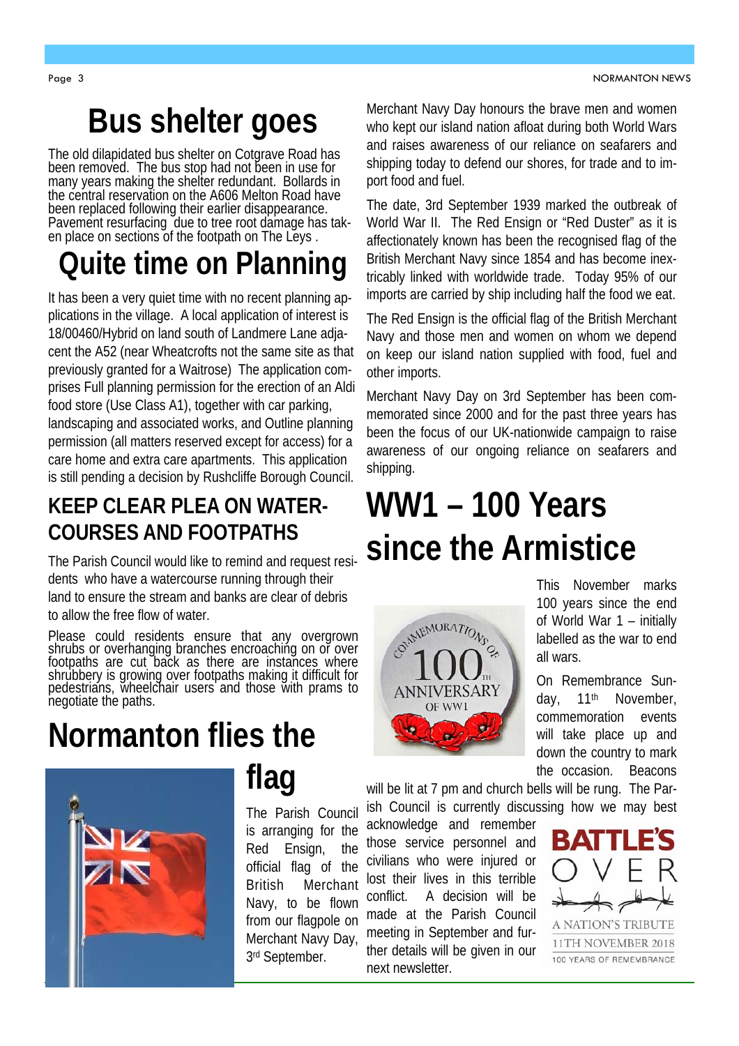# Bus shelter goes

The old dilapidated bus shelter on Cotgrave Road has been removed. The bus stop had not been in use for many years making the shelter redundant. Bollards in the central reservation on the A606 Melton Road have been replaced following their earlier disappearance. Pavement resurfacing due to tree root damage has taken place on sections of the footpath on The Leys .

# Quite time on Planning

It has been a very quiet time with no recent planning applications in the village. A local application of interest is 18/00460/Hybrid on land south of Landmere Lane adjacent the A52 (near Wheatcrofts not the same site as that previously granted for a Waitrose) The application comprises Full planning permission for the erection of an Aldi food store (Use Class A1), together with car parking, landscaping and associated works, and Outline planning permission (all matters reserved except for access) for a care home and extra care apartments. This application is still pending a decision by Rushcliffe Borough Council.

## KEEP CLEAR PLEA ON WATERCOURSES AND FOOTPATHS

The Parish Council would like to remind and request residents who have a watercourse running through their land to ensure the stream and banks are clear of debris to allow the free flow of water.

Please could residents ensure that any overgrown shrubs or overhanging branches encroaching on or over footpaths are cut back as there are instances where shrubbery is growing over footpaths making it difficult for pedestrians, wheelchair users and those with prams to negotiate the paths.

# Normanton flies the flag

The Parish Council is arranging for the Red Ensign, the official flag of the British Merchant Navy, to be flown from our flagpole on Merchant Navy Day, 3rd September.

Merchant Navy Day honours the brave men and women who kept our island nation afloat during both World Wars and raises awareness of our reliance on seafarers and shipping today to defend our shores, for trade and to import food and fuel.

The date, 3rd September 1939 marked the outbreak of World War II. The Red Ensign or "Red Duster" as it is affectionately known has been the recognised flag of the British Merchant Navy since 1854 and has become inextricably linked with worldwide trade. Today 95% of our imports are carried by ship including half the food we eat.

The Red Ensign is the official flag of the British Merchant Navy and those men and women on whom we depend on keep our island nation supplied with food, fuel and other imports.

Merchant Navy Day on 3rd September has been commemorated since 2000 and for the past three years has been the focus of our UK-nationwide campaign to raise awareness of our ongoing reliance on seafarers and shipping.

# WW1 – 100 Years since the Armistice

This November marks 100 years since the end of World War 1 – initially labelled as the war to end all wars.

On Remembrance Sunday, 11th November, commemoration events will take place up and down the country to mark the occasion. Beacons will be lit at 7 pm and church bells will be rung. The Parish Council is currently discussing how we may best acknowledge and remember those service personnel and civilians who were injured or lost their lives in this terrible conflict. A decision will be made at the Parish Council meeting in September and further details will be given in our next newsletter.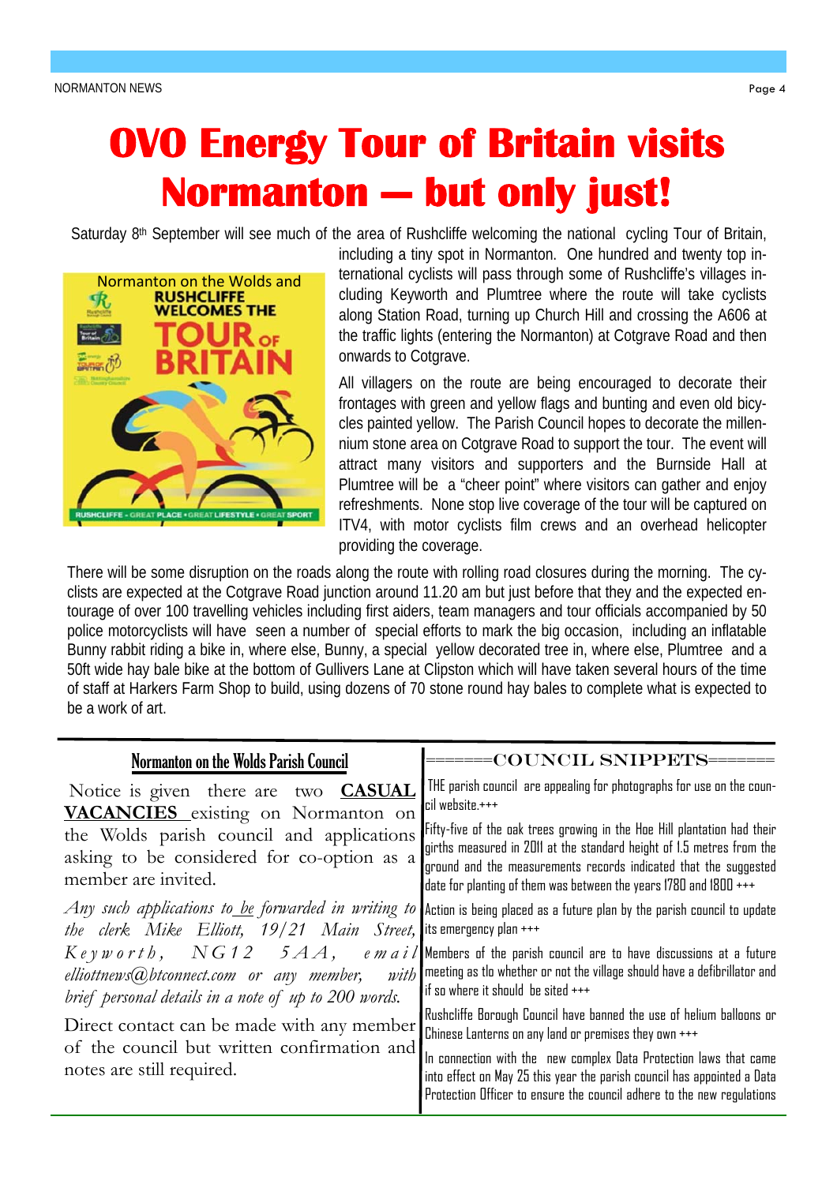# OVO Energy Tour of Britain visits Normanton — but only just!

Saturday 8th September will see much of the area of Rushcliffe welcoming the national cycling Tour of Britain, including a tiny spot in Normanton. One hundred and twenty top international cyclists will pass through some of Rushcliffe's villages including Keyworth and Plumtree where the route will take cyclists along Station Road, turning up Church Hill and crossing the A606 at the traffic lights (entering the Normanton) at Cotgrave Road and then onwards to Cotgrave.

All villagers on the route are being encouraged to decorate their frontages with green and yellow flags and bunting and even old bicycles painted yellow. The Parish Council hopes to decorate the millennium stone area on Cotgrave Road to support the tour. The event will attract many visitors and supporters and the Burnside Hall at Plumtree will be a "cheer point" where visitors can gather and enjoy refreshments. None stop live coverage of the tour will be captured on ITV4, with motor cyclists film crews and an overhead helicopter providing the coverage.

There will be some disruption on the roads along the route with rolling road closures during the morning. The cyclists are expected at the Cotgrave Road junction around 11.20 am but just before that they and the expected entourage of over 100 travelling vehicles including first aiders, team managers and tour officials accompanied by 50 police motorcyclists will have seen a number of special efforts to mark the big occasion, including an inflatable Bunny rabbit riding a bike in, where else, Bunny, a special yellow decorated tree in, where else, Plumtree and a 50ft wide hay bale bike at the bottom of Gullivers Lane at Clipston which will have taken several hours of the time of staff at Harkers Farm Shop to build, using dozens of 70 stone round hay bales to complete what is expected to be a work of art.

## Normanton on the Wolds Parish Council

Notice is given there are two **CASUAL VACANCIES** existing on Normanton on the Wolds parish council and applications asking to be considered for co-option as a member are invited.

*Any such applications to be forwarded in writing to the clerk Mike Elliott, 19/21 Main Street, Keyworth, NG12 5AA, email elliottnews@btconnect.com or any member, with brief personal details in a note of up to 200 words.*

Direct contact can be made with any member of the council but written confirmation and notes are still required.

## =======COUNCIL SNIPPETS=======

THE parish council are appealing for photographs for use on the council website.+++

Fifty-five of the oak trees growing in the Hoe Hill plantation had their girths measured in 2011 at the standard height of 1.5 metres from the ground and the measurements records indicated that the suggested date for planting of them was between the years 1780 and 1800 +++

Action is being placed as a future plan by the parish council to update its emergency plan +++

Members of the parish council are to have discussions at a future meeting as tlo whether or not the village should have a defibrillator and if so where it should be sited +++

Rushcliffe Borough Council have banned the use of helium balloons or Chinese Lanterns on any land or premises they own +++

In connection with the new complex Data Protection laws that came into effect on May 25 this year the parish council has appointed a Data Protection Officer to ensure the council adhere to the new regulations